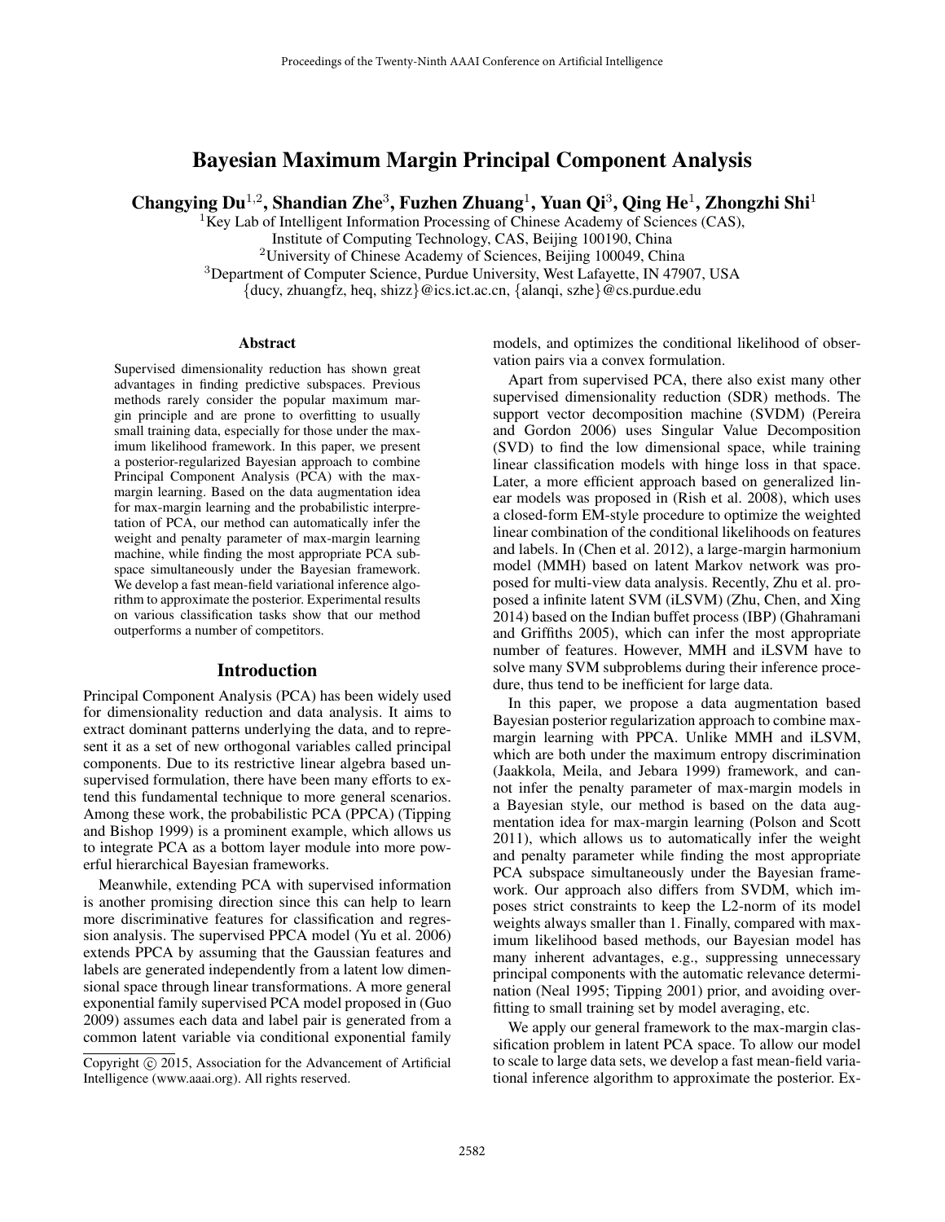# Bayesian Maximum Margin Principal Component Analysis

**Changying Du[1,2], Shandian Zhe[3], Fuzhen Zhuang[1], Yuan Qi[3], Qing He[1], Zhongzhi Shi[1]**

[1]Key Lab of Intelligent Information Processing of Chinese Academy of Sciences (CAS),
Institute of Computing Technology, CAS, Beijing 100190, China
[2]University of Chinese Academy of Sciences, Beijing 100049, China
[3]Department of Computer Science, Purdue University, West Lafayette, IN 47907, USA
{ducy, zhuangfz, heq, shizz}@ics.ict.ac.cn, {alanqi, szhe}@cs.purdue.edu

## Abstract

Supervised dimensionality reduction has shown great advantages in finding predictive subspaces. Previous methods rarely consider the popular maximum margin principle and are prone to overfitting to usually small training data, especially for those under the maximum likelihood framework. In this paper, we present a posterior-regularized Bayesian approach to combine Principal Component Analysis (PCA) with the max-margin learning. Based on the data augmentation idea for max-margin learning and the probabilistic interpretation of PCA, our method can automatically infer the weight and penalty parameter of max-margin learning machine, while finding the most appropriate PCA subspace simultaneously under the Bayesian framework. We develop a fast mean-field variational inference algorithm to approximate the posterior. Experimental results on various classification tasks show that our method outperforms a number of competitors.

## Introduction

Principal Component Analysis (PCA) has been widely used for dimensionality reduction and data analysis. It aims to extract dominant patterns underlying the data, and to represent it as a set of new orthogonal variables called principal components. Due to its restrictive linear algebra based unsupervised formulation, there have been many efforts to extend this fundamental technique to more general scenarios. Among these work, the probabilistic PCA (PPCA) (Tipping and Bishop 1999) is a prominent example, which allows us to integrate PCA as a bottom layer module into more powerful hierarchical Bayesian frameworks.

Meanwhile, extending PCA with supervised information is another promising direction since this can help to learn more discriminative features for classification and regression analysis. The supervised PPCA model (Yu et al. 2006) extends PPCA by assuming that the Gaussian features and labels are generated independently from a latent low dimensional space through linear transformations. A more general exponential family supervised PCA model proposed in (Guo 2009) assumes each data and label pair is generated from a common latent variable via conditional exponential family models, and optimizes the conditional likelihood of observation pairs via a convex formulation.

Apart from supervised PCA, there also exist many other supervised dimensionality reduction (SDR) methods. The support vector decomposition machine (SVDM) (Pereira and Gordon 2006) uses Singular Value Decomposition (SVD) to find the low dimensional space, while training linear classification models with hinge loss in that space. Later, a more efficient approach based on generalized linear models was proposed in (Rish et al. 2008), which uses a closed-form EM-style procedure to optimize the weighted linear combination of the conditional likelihoods on features and labels. In (Chen et al. 2012), a large-margin harmonium model (MMH) based on latent Markov network was proposed for multi-view data analysis. Recently, Zhu et al. proposed a infinite latent SVM (iLSVM) (Zhu, Chen, and Xing 2014) based on the Indian buffet process (IBP) (Ghahramani and Griffiths 2005), which can infer the most appropriate number of features. However, MMH and iLSVM have to solve many SVM subproblems during their inference procedure, thus tend to be inefficient for large data.

In this paper, we propose a data augmentation based Bayesian posterior regularization approach to combine max-margin learning with PPCA. Unlike MMH and iLSVM, which are both under the maximum entropy discrimination (Jaakkola, Meila, and Jebara 1999) framework, and cannot infer the penalty parameter of max-margin models in a Bayesian style, our method is based on the data augmentation idea for max-margin learning (Polson and Scott 2011), which allows us to automatically infer the weight and penalty parameter while finding the most appropriate PCA subspace simultaneously under the Bayesian framework. Our approach also differs from SVDM, which imposes strict constraints to keep the L2-norm of its model weights always smaller than 1. Finally, compared with maximum likelihood based methods, our Bayesian model has many inherent advantages, e.g., suppressing unnecessary principal components with the automatic relevance determination (Neal 1995; Tipping 2001) prior, and avoiding overfitting to small training set by model averaging, etc.

We apply our general framework to the max-margin classification problem in latent PCA space. To allow our model to scale to large data sets, we develop a fast mean-field variational inference algorithm to approximate the posterior. Ex-

Copyright © 2015, Association for the Advancement of Artificial Intelligence (www.aaai.org). All rights reserved.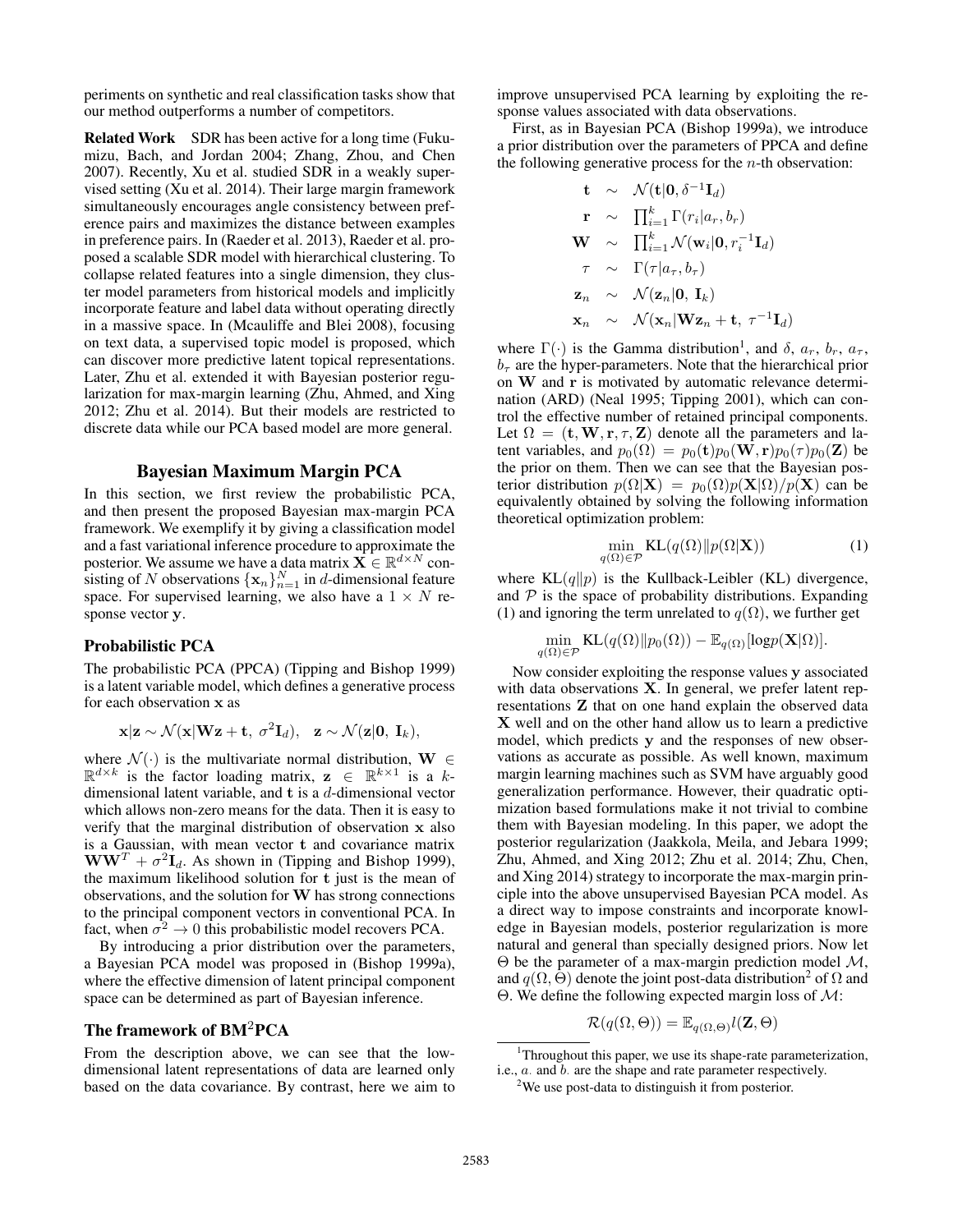periments on synthetic and real classification tasks show that our method outperforms a number of competitors.

**Related Work** SDR has been active for a long time (Fukumizu, Bach, and Jordan 2004; Zhang, Zhou, and Chen 2007). Recently, Xu et al. studied SDR in a weakly supervised setting (Xu et al. 2014). Their large margin framework simultaneously encourages angle consistency between preference pairs and maximizes the distance between examples in preference pairs. In (Raeder et al. 2013), Raeder et al. proposed a scalable SDR model with hierarchical clustering. To collapse related features into a single dimension, they cluster model parameters from historical models and implicitly incorporate feature and label data without operating directly in a massive space. In (Mcauliffe and Blei 2008), focusing on text data, a supervised topic model is proposed, which can discover more predictive latent topical representations. Later, Zhu et al. extended it with Bayesian posterior regularization for max-margin learning (Zhu, Ahmed, and Xing 2012; Zhu et al. 2014). But their models are restricted to discrete data while our PCA based model are more general.

## Bayesian Maximum Margin PCA

In this section, we first review the probabilistic PCA, and then present the proposed Bayesian max-margin PCA framework. We exemplify it by giving a classification model and a fast variational inference procedure to approximate the posterior. We assume we have a data matrix $\mathbf{X} \in \mathbb{R}^{d \times N}$ consisting of $N$ observations $\{\mathbf{x}_n\}_{n=1}^N$ in $d$-dimensional feature space. For supervised learning, we also have a $1 \times N$ response vector $\mathbf{y}$.

### Probabilistic PCA

The probabilistic PCA (PPCA) (Tipping and Bishop 1999) is a latent variable model, which defines a generative process for each observation $\mathbf{x}$ as

$$\mathbf{x}|\mathbf{z} \sim \mathcal{N}(\mathbf{x}|\mathbf{W}\mathbf{z} + \mathbf{t},\ \sigma^2\mathbf{I}_d), \quad \mathbf{z} \sim \mathcal{N}(\mathbf{z}|\mathbf{0},\ \mathbf{I}_k),$$

where $\mathcal{N}(\cdot)$ is the multivariate normal distribution, $\mathbf{W} \in \mathbb{R}^{d \times k}$ is the factor loading matrix, $\mathbf{z} \in \mathbb{R}^{k \times 1}$ is a $k$-dimensional latent variable, and $\mathbf{t}$ is a $d$-dimensional vector which allows non-zero means for the data. Then it is easy to verify that the marginal distribution of observation $\mathbf{x}$ also is a Gaussian, with mean vector $\mathbf{t}$ and covariance matrix $\mathbf{W}\mathbf{W}^T + \sigma^2\mathbf{I}_d$. As shown in (Tipping and Bishop 1999), the maximum likelihood solution for $\mathbf{t}$ just is the mean of observations, and the solution for $\mathbf{W}$ has strong connections to the principal component vectors in conventional PCA. In fact, when $\sigma^2 \to 0$ this probabilistic model recovers PCA.

By introducing a prior distribution over the parameters, a Bayesian PCA model was proposed in (Bishop 1999a), where the effective dimension of latent principal component space can be determined as part of Bayesian inference.

### The framework of BM$^2$PCA

From the description above, we can see that the low-dimensional latent representations of data are learned only based on the data covariance. By contrast, here we aim to improve unsupervised PCA learning by exploiting the response values associated with data observations.

First, as in Bayesian PCA (Bishop 1999a), we introduce a prior distribution over the parameters of PPCA and define the following generative process for the $n$-th observation:

$$\begin{aligned}
\mathbf{t} &\sim \mathcal{N}(\mathbf{t}|\mathbf{0}, \delta^{-1}\mathbf{I}_d) \\
\mathbf{r} &\sim \textstyle\prod_{i=1}^k \Gamma(r_i|a_r, b_r) \\
\mathbf{W} &\sim \textstyle\prod_{i=1}^k \mathcal{N}(\mathbf{w}_i|\mathbf{0}, r_i^{-1}\mathbf{I}_d) \\
\tau &\sim \Gamma(\tau|a_\tau, b_\tau) \\
\mathbf{z}_n &\sim \mathcal{N}(\mathbf{z}_n|\mathbf{0},\ \mathbf{I}_k) \\
\mathbf{x}_n &\sim \mathcal{N}(\mathbf{x}_n|\mathbf{W}\mathbf{z}_n + \mathbf{t},\ \tau^{-1}\mathbf{I}_d)
\end{aligned}$$

where $\Gamma(\cdot)$ is the Gamma distribution[1], and $\delta$, $a_r$, $b_r$, $a_\tau$, $b_\tau$ are the hyper-parameters. Note that the hierarchical prior on $\mathbf{W}$ and $\mathbf{r}$ is motivated by automatic relevance determination (ARD) (Neal 1995; Tipping 2001), which can control the effective number of retained principal components. Let $\Omega = (\mathbf{t}, \mathbf{W}, \mathbf{r}, \tau, \mathbf{Z})$ denote all the parameters and latent variables, and $p_0(\Omega) = p_0(\mathbf{t})p_0(\mathbf{W}, \mathbf{r})p_0(\tau)p_0(\mathbf{Z})$ be the prior on them. Then we can see that the Bayesian posterior distribution $p(\Omega|\mathbf{X}) = p_0(\Omega)p(\mathbf{X}|\Omega)/p(\mathbf{X})$ can be equivalently obtained by solving the following information theoretical optimization problem:

$$\min_{q(\Omega) \in \mathcal{P}} \mathrm{KL}(q(\Omega) \| p(\Omega|\mathbf{X})) \tag{1}$$

where $\mathrm{KL}(q\|p)$ is the Kullback-Leibler (KL) divergence, and $\mathcal{P}$ is the space of probability distributions. Expanding (1) and ignoring the term unrelated to $q(\Omega)$, we further get

$$\min_{q(\Omega) \in \mathcal{P}} \mathrm{KL}(q(\Omega) \| p_0(\Omega)) - \mathbb{E}_{q(\Omega)}[\log p(\mathbf{X}|\Omega)].$$

Now consider exploiting the response values $\mathbf{y}$ associated with data observations $\mathbf{X}$. In general, we prefer latent representations $\mathbf{Z}$ that on one hand explain the observed data $\mathbf{X}$ well and on the other hand allow us to learn a predictive model, which predicts $\mathbf{y}$ and the responses of new observations as accurate as possible. As well known, maximum margin learning machines such as SVM have arguably good generalization performance. However, their quadratic optimization based formulations make it not trivial to combine them with Bayesian modeling. In this paper, we adopt the posterior regularization (Jaakkola, Meila, and Jebara 1999; Zhu, Ahmed, and Xing 2012; Zhu et al. 2014; Zhu, Chen, and Xing 2014) strategy to incorporate the max-margin principle into the above unsupervised Bayesian PCA model. As a direct way to impose constraints and incorporate knowledge in Bayesian models, posterior regularization is more natural and general than specially designed priors. Now let $\Theta$ be the parameter of a max-margin prediction model $\mathcal{M}$, and $q(\Omega, \Theta)$ denote the joint post-data distribution[2] of $\Omega$ and $\Theta$. We define the following expected margin loss of $\mathcal{M}$:

$$\mathcal{R}(q(\Omega, \Theta)) = \mathbb{E}_{q(\Omega,\Theta)} l(\mathbf{Z}, \Theta)$$

[1] Throughout this paper, we use its shape-rate parameterization, i.e., $a_\cdot$ and $b_\cdot$ are the shape and rate parameter respectively.

[2] We use post-data to distinguish it from posterior.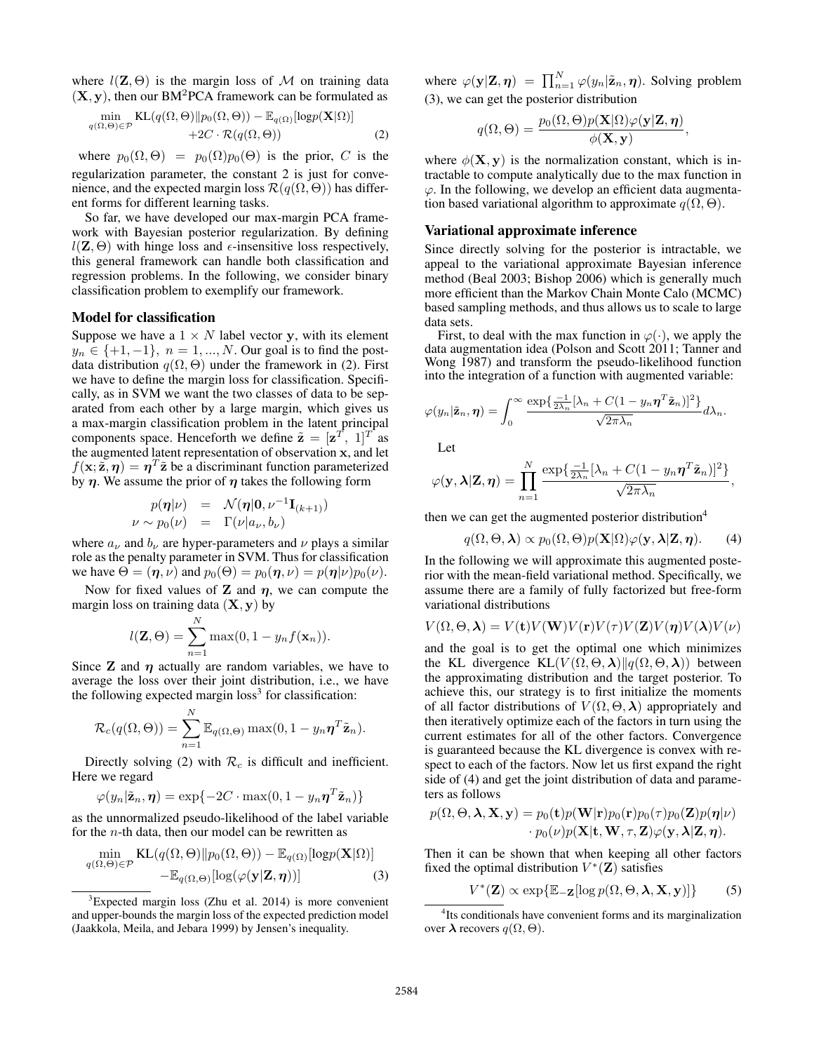where $l(\mathbf{Z}, \Theta)$ is the margin loss of $\mathcal{M}$ on training data $(\mathbf{X}, \mathbf{y})$, then our BM$^2$PCA framework can be formulated as

$$\min_{q(\Omega,\Theta)\in\mathcal{P}} \mathrm{KL}(q(\Omega,\Theta)\|p_0(\Omega,\Theta)) - \mathbb{E}_{q(\Omega)}[\log p(\mathbf{X}|\Omega)] + 2C \cdot \mathcal{R}(q(\Omega,\Theta)) \tag{2}$$

where $p_0(\Omega,\Theta) = p_0(\Omega)p_0(\Theta)$ is the prior, $C$ is the regularization parameter, the constant 2 is just for convenience, and the expected margin loss $\mathcal{R}(q(\Omega,\Theta))$ has different forms for different learning tasks.

So far, we have developed our max-margin PCA framework with Bayesian posterior regularization. By defining $l(\mathbf{Z},\Theta)$ with hinge loss and $\epsilon$-insensitive loss respectively, this general framework can handle both classification and regression problems. In the following, we consider binary classification problem to exemplify our framework.

### Model for classification

Suppose we have a $1 \times N$ label vector $\mathbf{y}$, with its element $y_n \in \{+1, -1\},\ n = 1, ..., N$. Our goal is to find the post-data distribution $q(\Omega,\Theta)$ under the framework in (2). First we have to define the margin loss for classification. Specifically, as in SVM we want the two classes of data to be separated from each other by a large margin, which gives us a max-margin classification problem in the latent principal components space. Henceforth we define $\tilde{\mathbf{z}} = [\mathbf{z}^T,\ 1]^T$ as the augmented latent representation of observation $\mathbf{x}$, and let $f(\mathbf{x}; \tilde{\mathbf{z}}, \boldsymbol{\eta}) = \boldsymbol{\eta}^T\tilde{\mathbf{z}}$ be a discriminant function parameterized by $\boldsymbol{\eta}$. We assume the prior of $\boldsymbol{\eta}$ takes the following form

$$\begin{aligned} p(\boldsymbol{\eta}|\nu) &= \mathcal{N}(\boldsymbol{\eta}|\mathbf{0}, \nu^{-1}\mathbf{I}_{(k+1)}) \\ \nu \sim p_0(\nu) &= \Gamma(\nu|a_\nu, b_\nu) \end{aligned}$$

where $a_\nu$ and $b_\nu$ are hyper-parameters and $\nu$ plays a similar role as the penalty parameter in SVM. Thus for classification we have $\Theta = (\boldsymbol{\eta}, \nu)$ and $p_0(\Theta) = p_0(\boldsymbol{\eta}, \nu) = p(\boldsymbol{\eta}|\nu)p_0(\nu)$.

Now for fixed values of $\mathbf{Z}$ and $\boldsymbol{\eta}$, we can compute the margin loss on training data $(\mathbf{X}, \mathbf{y})$ by

$$l(\mathbf{Z},\Theta) = \sum_{n=1}^{N} \max(0, 1 - y_n f(\mathbf{x}_n)).$$

Since $\mathbf{Z}$ and $\boldsymbol{\eta}$ actually are random variables, we have to average the loss over their joint distribution, i.e., we have the following expected margin loss[3] for classification:

$$\mathcal{R}_c(q(\Omega,\Theta)) = \sum_{n=1}^{N} \mathbb{E}_{q(\Omega,\Theta)} \max(0, 1 - y_n\boldsymbol{\eta}^T\tilde{\mathbf{z}}_n).$$

Directly solving (2) with $\mathcal{R}_c$ is difficult and inefficient. Here we regard

$$\varphi(y_n|\tilde{\mathbf{z}}_n, \boldsymbol{\eta}) = \exp\{-2C \cdot \max(0, 1 - y_n\boldsymbol{\eta}^T\tilde{\mathbf{z}}_n)\}$$

as the unnormalized pseudo-likelihood of the label variable for the $n$-th data, then our model can be rewritten as

$$\min_{q(\Omega,\Theta)\in\mathcal{P}} \mathrm{KL}(q(\Omega,\Theta)\|p_0(\Omega,\Theta)) - \mathbb{E}_{q(\Omega)}[\log p(\mathbf{X}|\Omega)] - \mathbb{E}_{q(\Omega,\Theta)}[\log(\varphi(\mathbf{y}|\mathbf{Z},\boldsymbol{\eta}))] \tag{3}$$

where $\varphi(\mathbf{y}|\mathbf{Z},\boldsymbol{\eta}) = \prod_{n=1}^{N}\varphi(y_n|\tilde{\mathbf{z}}_n,\boldsymbol{\eta})$. Solving problem (3), we can get the posterior distribution

$$q(\Omega,\Theta) = \frac{p_0(\Omega,\Theta)p(\mathbf{X}|\Omega)\varphi(\mathbf{y}|\mathbf{Z},\boldsymbol{\eta})}{\phi(\mathbf{X},\mathbf{y})},$$

where $\phi(\mathbf{X},\mathbf{y})$ is the normalization constant, which is intractable to compute analytically due to the max function in $\varphi$. In the following, we develop an efficient data augmentation based variational algorithm to approximate $q(\Omega,\Theta)$.

### Variational approximate inference

Since directly solving for the posterior is intractable, we appeal to the variational approximate Bayesian inference method (Beal 2003; Bishop 2006) which is generally much more efficient than the Markov Chain Monte Calo (MCMC) based sampling methods, and thus allows us to scale to large data sets.

First, to deal with the max function in $\varphi(\cdot)$, we apply the data augmentation idea (Polson and Scott 2011; Tanner and Wong 1987) and transform the pseudo-likelihood function into the integration of a function with augmented variable:

$$\varphi(y_n|\tilde{\mathbf{z}}_n,\boldsymbol{\eta}) = \int_0^\infty \frac{\exp\{\frac{-1}{2\lambda_n}[\lambda_n + C(1 - y_n\boldsymbol{\eta}^T\tilde{\mathbf{z}}_n)]^2\}}{\sqrt{2\pi\lambda_n}} d\lambda_n.$$

Let

$$\varphi(\mathbf{y},\boldsymbol{\lambda}|\mathbf{Z},\boldsymbol{\eta}) = \prod_{n=1}^{N} \frac{\exp\{\frac{-1}{2\lambda_n}[\lambda_n + C(1 - y_n\boldsymbol{\eta}^T\tilde{\mathbf{z}}_n)]^2\}}{\sqrt{2\pi\lambda_n}},$$

then we can get the augmented posterior distribution[4]

$$q(\Omega,\Theta,\boldsymbol{\lambda}) \propto p_0(\Omega,\Theta)p(\mathbf{X}|\Omega)\varphi(\mathbf{y},\boldsymbol{\lambda}|\mathbf{Z},\boldsymbol{\eta}). \tag{4}$$

In the following we will approximate this augmented posterior with the mean-field variational method. Specifically, we assume there are a family of fully factorized but free-form variational distributions

$$V(\Omega,\Theta,\boldsymbol{\lambda}) = V(\mathbf{t})V(\mathbf{W})V(\mathbf{r})V(\tau)V(\mathbf{Z})V(\boldsymbol{\eta})V(\boldsymbol{\lambda})V(\nu)$$

and the goal is to get the optimal one which minimizes the KL divergence $\mathrm{KL}(V(\Omega,\Theta,\boldsymbol{\lambda})\|q(\Omega,\Theta,\boldsymbol{\lambda}))$ between the approximating distribution and the target posterior. To achieve this, our strategy is to first initialize the moments of all factor distributions of $V(\Omega,\Theta,\boldsymbol{\lambda})$ appropriately and then iteratively optimize each of the factors in turn using the current estimates for all of the other factors. Convergence is guaranteed because the KL divergence is convex with respect to each of the factors. Now let us first expand the right side of (4) and get the joint distribution of data and parameters as follows

$$p(\Omega,\Theta,\boldsymbol{\lambda},\mathbf{X},\mathbf{y}) = p_0(\mathbf{t})p(\mathbf{W}|\mathbf{r})p_0(\mathbf{r})p_0(\tau)p_0(\mathbf{Z})p(\boldsymbol{\eta}|\nu) \cdot p_0(\nu)p(\mathbf{X}|\mathbf{t},\mathbf{W},\tau,\mathbf{Z})\varphi(\mathbf{y},\boldsymbol{\lambda}|\mathbf{Z},\boldsymbol{\eta}).$$

Then it can be shown that when keeping all other factors fixed the optimal distribution $V^*(\mathbf{Z})$ satisfies

$$V^*(\mathbf{Z}) \propto \exp\{\mathbb{E}_{-\mathbf{Z}}[\log p(\Omega,\Theta,\boldsymbol{\lambda},\mathbf{X},\mathbf{y})]\} \tag{5}$$

[3] Expected margin loss (Zhu et al. 2014) is more convenient and upper-bounds the margin loss of the expected prediction model (Jaakkola, Meila, and Jebara 1999) by Jensen's inequality.

[4] Its conditionals have convenient forms and its marginalization over $\boldsymbol{\lambda}$ recovers $q(\Omega,\Theta)$.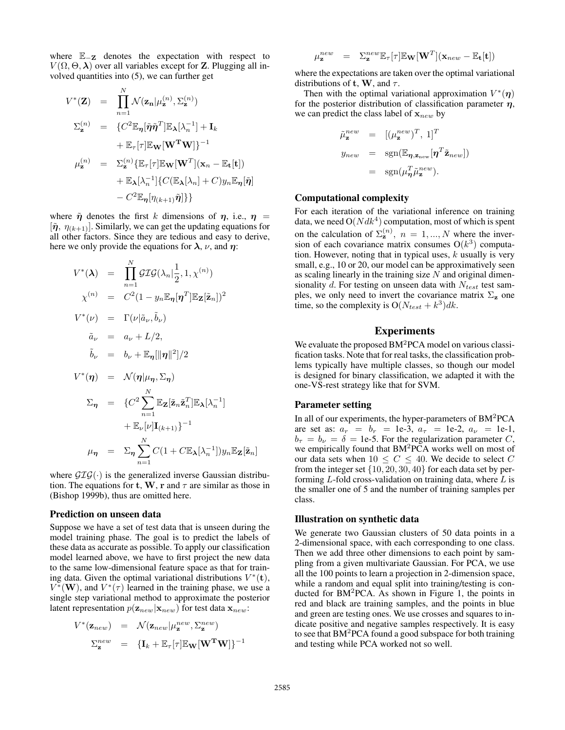where $\mathbb{E}_{-\mathbf{Z}}$ denotes the expectation with respect to $V(\Omega, \Theta, \boldsymbol{\lambda})$ over all variables except for $\mathbf{Z}$. Plugging all involved quantities into (5), we can further get

$$
\begin{aligned}
V^*(\mathbf{Z}) &= \prod_{n=1}^{N} \mathcal{N}(\mathbf{z_n} | \mu_{\mathbf{z}}^{(n)}, \Sigma_{\mathbf{z}}^{(n)}) \\
\Sigma_{\mathbf{z}}^{(n)} &= \{C^2 \mathbb{E}_{\boldsymbol{\eta}}[\tilde{\boldsymbol{\eta}} \tilde{\boldsymbol{\eta}}^T] \mathbb{E}_{\boldsymbol{\lambda}}[\lambda_n^{-1}] + \mathbf{I}_k \\
&\quad + \mathbb{E}_{\tau}[\tau] \mathbb{E}_{\mathbf{W}}[\mathbf{W^T W}]\}^{-1} \\
\mu_{\mathbf{z}}^{(n)} &= \Sigma_{\mathbf{z}}^{(n)} \{\mathbb{E}_{\tau}[\tau] \mathbb{E}_{\mathbf{W}}[\mathbf{W}^T](\mathbf{x}_n - \mathbb{E}_{\mathbf{t}}[\mathbf{t}]) \\
&\quad + \mathbb{E}_{\boldsymbol{\lambda}}[\lambda_n^{-1}]\{C(\mathbb{E}_{\boldsymbol{\lambda}}[\lambda_n] + C) y_n \mathbb{E}_{\boldsymbol{\eta}}[\tilde{\boldsymbol{\eta}}] \\
&\quad - C^2 \mathbb{E}_{\boldsymbol{\eta}}[\eta_{(k+1)} \tilde{\boldsymbol{\eta}}]\}\}
\end{aligned}
$$

where $\tilde{\boldsymbol{\eta}}$ denotes the first $k$ dimensions of $\boldsymbol{\eta}$, i.e., $\boldsymbol{\eta} = [\tilde{\boldsymbol{\eta}},\ \eta_{(k+1)}]$. Similarly, we can get the updating equations for all other factors. Since they are tedious and easy to derive, here we only provide the equations for $\boldsymbol{\lambda}$, $\nu$, and $\boldsymbol{\eta}$:

$$
\begin{aligned}
V^*(\boldsymbol{\lambda}) &= \prod_{n=1}^{N} \mathcal{GIG}(\lambda_n | \frac{1}{2}, 1, \chi^{(n)}) \\
\chi^{(n)} &= C^2 (1 - y_n \mathbb{E}_{\boldsymbol{\eta}}[\boldsymbol{\eta}^T] \mathbb{E}_{\mathbf{Z}}[\tilde{\mathbf{z}}_n])^2 \\
V^*(\nu) &= \Gamma(\nu | \tilde{a}_\nu, \tilde{b}_\nu) \\
\tilde{a}_\nu &= a_\nu + L/2, \\
\tilde{b}_\nu &= b_\nu + \mathbb{E}_{\boldsymbol{\eta}}[\|\boldsymbol{\eta}\|^2]/2 \\
V^*(\boldsymbol{\eta}) &= \mathcal{N}(\boldsymbol{\eta} | \mu_{\boldsymbol{\eta}}, \Sigma_{\boldsymbol{\eta}}) \\
\Sigma_{\boldsymbol{\eta}} &= \{C^2 \sum_{n=1}^{N} \mathbb{E}_{\mathbf{Z}}[\tilde{\mathbf{z}}_n \tilde{\mathbf{z}}_n^T] \mathbb{E}_{\boldsymbol{\lambda}}[\lambda_n^{-1}] \\
&\quad + \mathbb{E}_{\nu}[\nu] \mathbf{I}_{(k+1)}\}^{-1} \\
\mu_{\boldsymbol{\eta}} &= \Sigma_{\boldsymbol{\eta}} \sum_{n=1}^{N} C(1 + C \mathbb{E}_{\boldsymbol{\lambda}}[\lambda_n^{-1}]) y_n \mathbb{E}_{\mathbf{Z}}[\tilde{\mathbf{z}}_n]
\end{aligned}
$$

where $\mathcal{GIG}(\cdot)$ is the generalized inverse Gaussian distribution. The equations for $\mathbf{t}$, $\mathbf{W}$, $\mathbf{r}$ and $\tau$ are similar as those in (Bishop 1999b), thus are omitted here.

### Prediction on unseen data

Suppose we have a set of test data that is unseen during the model training phase. The goal is to predict the labels of these data as accurate as possible. To apply our classification model learned above, we have to first project the new data to the same low-dimensional feature space as that for training data. Given the optimal variational distributions $V^*(\mathbf{t})$, $V^*(\mathbf{W})$, and $V^*(\tau)$ learned in the training phase, we use a single step variational method to approximate the posterior latent representation $p(\mathbf{z}_{new} | \mathbf{x}_{new})$ for test data $\mathbf{x}_{new}$:

$$
\begin{aligned}
V^*(\mathbf{z}_{new}) &= \mathcal{N}(\mathbf{z}_{new} | \mu_{\mathbf{z}}^{new}, \Sigma_{\mathbf{z}}^{new}) \\
\Sigma_{\mathbf{z}}^{new} &= \{\mathbf{I}_k + \mathbb{E}_{\tau}[\tau] \mathbb{E}_{\mathbf{W}}[\mathbf{W^T W}]\}^{-1} \\
\mu_{\mathbf{z}}^{new} &= \Sigma_{\mathbf{z}}^{new} \mathbb{E}_{\tau}[\tau] \mathbb{E}_{\mathbf{W}}[\mathbf{W}^T](\mathbf{x}_{new} - \mathbb{E}_{\mathbf{t}}[\mathbf{t}])
\end{aligned}
$$

where the expectations are taken over the optimal variational distributions of $\mathbf{t}$, $\mathbf{W}$, and $\tau$.

Then with the optimal variational approximation $V^*(\boldsymbol{\eta})$ for the posterior distribution of classification parameter $\boldsymbol{\eta}$, we can predict the class label of $\mathbf{x}_{new}$ by

$$
\begin{aligned}
\tilde{\mu}_{\mathbf{z}}^{new} &= [(\mu_{\mathbf{z}}^{new})^T,\ 1]^T \\
y_{new} &= \mathrm{sgn}(\mathbb{E}_{\boldsymbol{\eta}, \mathbf{z}_{\mathrm{new}}}[\boldsymbol{\eta}^T \tilde{\mathbf{z}}_{new}]) \\
&= \mathrm{sgn}(\mu_{\boldsymbol{\eta}}^T \tilde{\mu}_{\mathbf{z}}^{new}).
\end{aligned}
$$

### Computational complexity

For each iteration of the variational inference on training data, we need $\mathrm{O}(Ndk^4)$ computation, most of which is spent on the calculation of $\Sigma_{\mathbf{z}}^{(n)}$, $n = 1, ..., N$ where the inversion of each covariance matrix consumes $\mathrm{O}(k^3)$ computation. However, noting that in typical uses, $k$ usually is very small, e.g., 10 or 20, our model can be approximatively seen as scaling linearly in the training size $N$ and original dimensionality $d$. For testing on unseen data with $N_{test}$ test samples, we only need to invert the covariance matrix $\Sigma_{\mathbf{z}}$ one time, so the complexity is $\mathrm{O}(N_{test} + k^3)dk$.

## Experiments

We evaluate the proposed BM$^2$PCA model on various classification tasks. Note that for real tasks, the classification problems typically have multiple classes, so though our model is designed for binary classification, we adapted it with the one-VS-rest strategy like that for SVM.

### Parameter setting

In all of our experiments, the hyper-parameters of BM$^2$PCA are set as: $a_r = b_r =$ 1e-3, $a_\tau =$ 1e-2, $a_\nu =$ 1e-1, $b_\tau = b_\nu = \delta =$ 1e-5. For the regularization parameter $C$, we empirically found that BM$^2$PCA works well on most of our data sets when $10 \le C \le 40$. We decide to select $C$ from the integer set $\{10, 20, 30, 40\}$ for each data set by performing $L$-fold cross-validation on training data, where $L$ is the smaller one of 5 and the number of training samples per class.

### Illustration on synthetic data

We generate two Gaussian clusters of 50 data points in a 2-dimensional space, with each corresponding to one class. Then we add three other dimensions to each point by sampling from a given multivariate Gaussian. For PCA, we use all the 100 points to learn a projection in 2-dimension space, while a random and equal split into training/testing is conducted for BM$^2$PCA. As shown in Figure 1, the points in red and black are training samples, and the points in blue and green are testing ones. We use crosses and squares to indicate positive and negative samples respectively. It is easy to see that BM$^2$PCA found a good subspace for both training and testing while PCA worked not so well.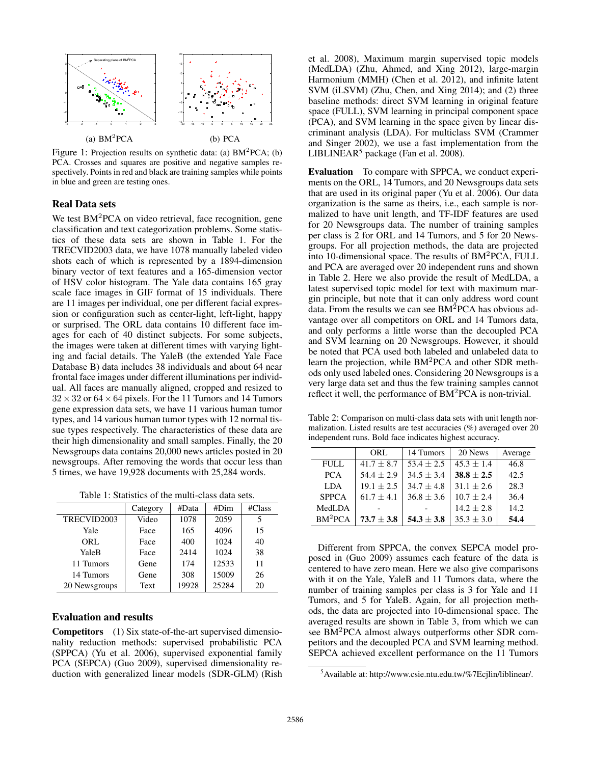(a) BM$^2$PCA (b) PCA

Figure 1: Projection results on synthetic data: (a) BM$^2$PCA; (b) PCA. Crosses and squares are positive and negative samples respectively. Points in red and black are training samples while points in blue and green are testing ones.

## Real Data sets

We test BM$^2$PCA on video retrieval, face recognition, gene classification and text categorization problems. Some statistics of these data sets are shown in Table 1. For the TRECVID2003 data, we have 1078 manually labeled video shots each of which is represented by a 1894-dimension binary vector of text features and a 165-dimension vector of HSV color histogram. The Yale data contains 165 gray scale face images in GIF format of 15 individuals. There are 11 images per individual, one per different facial expression or configuration such as center-light, left-light, happy or surprised. The ORL data contains 10 different face images for each of 40 distinct subjects. For some subjects, the images were taken at different times with varying lighting and facial details. The YaleB (the extended Yale Face Database B) data includes 38 individuals and about 64 near frontal face images under different illuminations per individual. All faces are manually aligned, cropped and resized to $32 \times 32$ or $64 \times 64$ pixels. For the 11 Tumors and 14 Tumors gene expression data sets, we have 11 various human tumor types, and 14 various human tumor types with 12 normal tissue types respectively. The characteristics of these data are their high dimensionality and small samples. Finally, the 20 Newsgroups data contains 20,000 news articles posted in 20 newsgroups. After removing the words that occur less than 5 times, we have 19,928 documents with 25,284 words.

Table 1: Statistics of the multi-class data sets.

| | Category | #Data | #Dim | #Class |
|---|---|---|---|---|
| TRECVID2003 | Video | 1078 | 2059 | 5 |
| Yale | Face | 165 | 4096 | 15 |
| ORL | Face | 400 | 1024 | 40 |
| YaleB | Face | 2414 | 1024 | 38 |
| 11 Tumors | Gene | 174 | 12533 | 11 |
| 14 Tumors | Gene | 308 | 15009 | 26 |
| 20 Newsgroups | Text | 19928 | 25284 | 20 |

## Evaluation and results

**Competitors** (1) Six state-of-the-art supervised dimensionality reduction methods: supervised probabilistic PCA (SPPCA) (Yu et al. 2006), supervised exponential family PCA (SEPCA) (Guo 2009), supervised dimensionality reduction with generalized linear models (SDR-GLM) (Rish et al. 2008), Maximum margin supervised topic models (MedLDA) (Zhu, Ahmed, and Xing 2012), large-margin Harmonium (MMH) (Chen et al. 2012), and infinite latent SVM (iLSVM) (Zhu, Chen, and Xing 2014); and (2) three baseline methods: direct SVM learning in original feature space (FULL), SVM learning in principal component space (PCA), and SVM learning in the space given by linear discriminant analysis (LDA). For multiclass SVM (Crammer and Singer 2002), we use a fast implementation from the LIBLINEAR[5] package (Fan et al. 2008).

**Evaluation** To compare with SPPCA, we conduct experiments on the ORL, 14 Tumors, and 20 Newsgroups data sets that are used in its original paper (Yu et al. 2006). Our data organization is the same as theirs, i.e., each sample is normalized to have unit length, and TF-IDF features are used for 20 Newsgroups data. The number of training samples per class is 2 for ORL and 14 Tumors, and 5 for 20 Newsgroups. For all projection methods, the data are projected into 10-dimensional space. The results of BM$^2$PCA, FULL and PCA are averaged over 20 independent runs and shown in Table 2. Here we also provide the result of MedLDA, a latest supervised topic model for text with maximum margin principle, but note that it can only address word count data. From the results we can see BM$^2$PCA has obvious advantage over all competitors on ORL and 14 Tumors data, and only performs a little worse than the decoupled PCA and SVM learning on 20 Newsgroups. However, it should be noted that PCA used both labeled and unlabeled data to learn the projection, while BM$^2$PCA and other SDR methods only used labeled ones. Considering 20 Newsgroups is a very large data set and thus the few training samples cannot reflect it well, the performance of BM$^2$PCA is non-trivial.

Table 2: Comparison on multi-class data sets with unit length normalization. Listed results are test accuracies (%) averaged over 20 independent runs. Bold face indicates highest accuracy.

| | ORL | 14 Tumors | 20 News | Average |
|---|---|---|---|---|
| FULL | $41.7 \pm 8.7$ | $53.4 \pm 2.5$ | $45.3 \pm 1.4$ | 46.8 |
| PCA | $54.4 \pm 2.9$ | $34.5 \pm 3.4$ | $\mathbf{38.8 \pm 2.5}$ | 42.5 |
| LDA | $19.1 \pm 2.5$ | $34.7 \pm 4.8$ | $31.1 \pm 2.6$ | 28.3 |
| SPPCA | $61.7 \pm 4.1$ | $36.8 \pm 3.6$ | $10.7 \pm 2.4$ | 36.4 |
| MedLDA | - | - | $14.2 \pm 2.8$ | 14.2 |
| BM$^2$PCA | $\mathbf{73.7 \pm 3.8}$ | $\mathbf{54.3 \pm 3.8}$ | $35.3 \pm 3.0$ | **54.4** |

Different from SPPCA, the convex SEPCA model proposed in (Guo 2009) assumes each feature of the data is centered to have zero mean. Here we also give comparisons with it on the Yale, YaleB and 11 Tumors data, where the number of training samples per class is 3 for Yale and 11 Tumors, and 5 for YaleB. Again, for all projection methods, the data are projected into 10-dimensional space. The averaged results are shown in Table 3, from which we can see BM$^2$PCA almost always outperforms other SDR competitors and the decoupled PCA and SVM learning method. SEPCA achieved excellent performance on the 11 Tumors

[5] Available at: http://www.csie.ntu.edu.tw/%7Ecjlin/liblinear/.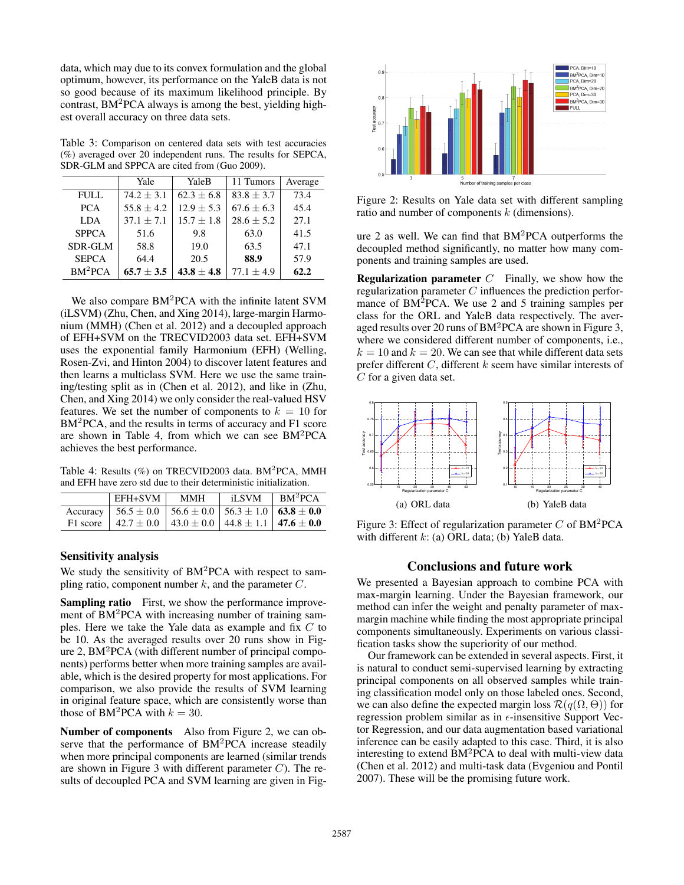data, which may due to its convex formulation and the global optimum, however, its performance on the YaleB data is not so good because of its maximum likelihood principle. By contrast, BM$^2$PCA always is among the best, yielding highest overall accuracy on three data sets.

Table 3: Comparison on centered data sets with test accuracies (%) averaged over 20 independent runs. The results for SEPCA, SDR-GLM and SPPCA are cited from (Guo 2009).

| | Yale | YaleB | 11 Tumors | Average |
|---|---|---|---|---|
| FULL | $74.2 \pm 3.1$ | $62.3 \pm 6.8$ | $83.8 \pm 3.7$ | 73.4 |
| PCA | $55.8 \pm 4.2$ | $12.9 \pm 5.3$ | $67.6 \pm 6.3$ | 45.4 |
| LDA | $37.1 \pm 7.1$ | $15.7 \pm 1.8$ | $28.6 \pm 5.2$ | 27.1 |
| SPPCA | 51.6 | 9.8 | 63.0 | 41.5 |
| SDR-GLM | 58.8 | 19.0 | 63.5 | 47.1 |
| SEPCA | 64.4 | 20.5 | **88.9** | 57.9 |
| BM$^2$PCA | $\mathbf{65.7 \pm 3.5}$ | $\mathbf{43.8 \pm 4.8}$ | $77.1 \pm 4.9$ | **62.2** |

We also compare BM$^2$PCA with the infinite latent SVM (iLSVM) (Zhu, Chen, and Xing 2014), large-margin Harmonium (MMH) (Chen et al. 2012) and a decoupled approach of EFH+SVM on the TRECVID2003 data set. EFH+SVM uses the exponential family Harmonium (EFH) (Welling, Rosen-Zvi, and Hinton 2004) to discover latent features and then learns a multiclass SVM. Here we use the same training/testing split as in (Chen et al. 2012), and like in (Zhu, Chen, and Xing 2014) we only consider the real-valued HSV features. We set the number of components to $k = 10$ for BM$^2$PCA, and the results in terms of accuracy and F1 score are shown in Table 4, from which we can see BM$^2$PCA achieves the best performance.

Table 4: Results (%) on TRECVID2003 data. BM$^2$PCA, MMH and EFH have zero std due to their deterministic initialization.

| | EFH+SVM | MMH | iLSVM | BM$^2$PCA |
|---|---|---|---|---|
| Accuracy | $56.5 \pm 0.0$ | $56.6 \pm 0.0$ | $56.3 \pm 1.0$ | $\mathbf{63.8 \pm 0.0}$ |
| F1 score | $42.7 \pm 0.0$ | $43.0 \pm 0.0$ | $44.8 \pm 1.1$ | $\mathbf{47.6 \pm 0.0}$ |

## Sensitivity analysis

We study the sensitivity of BM$^2$PCA with respect to sampling ratio, component number $k$, and the parameter $C$.

**Sampling ratio** First, we show the performance improvement of BM$^2$PCA with increasing number of training samples. Here we take the Yale data as example and fix $C$ to be 10. As the averaged results over 20 runs show in Figure 2, BM$^2$PCA (with different number of principal components) performs better when more training samples are available, which is the desired property for most applications. For comparison, we also provide the results of SVM learning in original feature space, which are consistently worse than those of BM$^2$PCA with $k = 30$.

**Number of components** Also from Figure 2, we can observe that the performance of BM$^2$PCA increase steadily when more principal components are learned (similar trends are shown in Figure 3 with different parameter $C$). The results of decoupled PCA and SVM learning are given in Figure 2 as well. We can find that BM$^2$PCA outperforms the decoupled method significantly, no matter how many components and training samples are used.

Figure 2: Results on Yale data set with different sampling ratio and number of components $k$ (dimensions).

**Regularization parameter $C$** Finally, we show how the regularization parameter $C$ influences the prediction performance of BM$^2$PCA. We use 2 and 5 training samples per class for the ORL and YaleB data respectively. The averaged results over 20 runs of BM$^2$PCA are shown in Figure 3, where we considered different number of components, i.e., $k = 10$ and $k = 20$. We can see that while different data sets prefer different $C$, different $k$ seem have similar interests of $C$ for a given data set.

(a) ORL data (b) YaleB data

Figure 3: Effect of regularization parameter $C$ of BM$^2$PCA with different $k$: (a) ORL data; (b) YaleB data.

## Conclusions and future work

We presented a Bayesian approach to combine PCA with max-margin learning. Under the Bayesian framework, our method can infer the weight and penalty parameter of max-margin machine while finding the most appropriate principal components simultaneously. Experiments on various classification tasks show the superiority of our method.

Our framework can be extended in several aspects. First, it is natural to conduct semi-supervised learning by extracting principal components on all observed samples while training classification model only on those labeled ones. Second, we can also define the expected margin loss $\mathcal{R}(q(\Omega, \Theta))$ for regression problem similar as in $\epsilon$-insensitive Support Vector Regression, and our data augmentation based variational inference can be easily adapted to this case. Third, it is also interesting to extend BM$^2$PCA to deal with multi-view data (Chen et al. 2012) and multi-task data (Evgeniou and Pontil 2007). These will be the promising future work.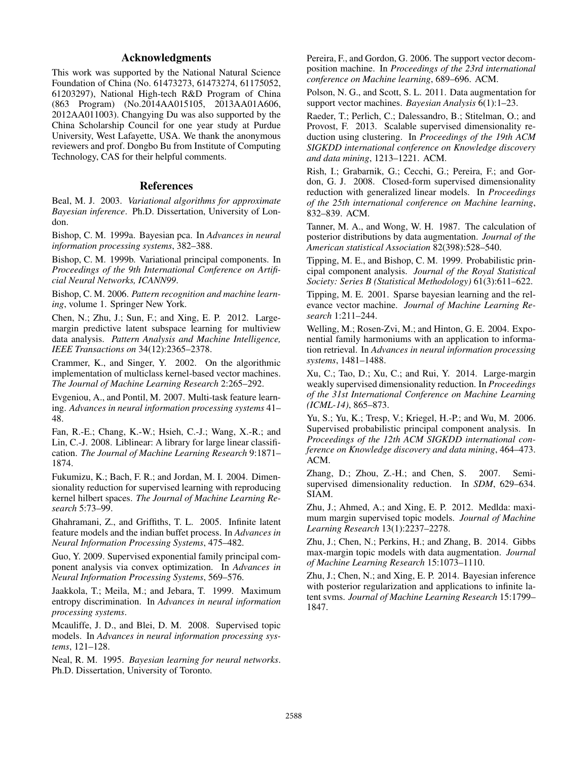## Acknowledgments

This work was supported by the National Natural Science Foundation of China (No. 61473273, 61473274, 61175052, 61203297), National High-tech R&D Program of China (863 Program) (No.2014AA015105, 2013AA01A606, 2012AA011003). Changying Du was also supported by the China Scholarship Council for one year study at Purdue University, West Lafayette, USA. We thank the anonymous reviewers and prof. Dongbo Bu from Institute of Computing Technology, CAS for their helpful comments.

## References

Beal, M. J. 2003. *Variational algorithms for approximate Bayesian inference*. Ph.D. Dissertation, University of London.

Bishop, C. M. 1999a. Bayesian pca. In *Advances in neural information processing systems*, 382–388.

Bishop, C. M. 1999b. Variational principal components. In *Proceedings of the 9th International Conference on Artificial Neural Networks, ICANN99*.

Bishop, C. M. 2006. *Pattern recognition and machine learning*, volume 1. Springer New York.

Chen, N.; Zhu, J.; Sun, F.; and Xing, E. P. 2012. Large-margin predictive latent subspace learning for multiview data analysis. *Pattern Analysis and Machine Intelligence, IEEE Transactions on* 34(12):2365–2378.

Crammer, K., and Singer, Y. 2002. On the algorithmic implementation of multiclass kernel-based vector machines. *The Journal of Machine Learning Research* 2:265–292.

Evgeniou, A., and Pontil, M. 2007. Multi-task feature learning. *Advances in neural information processing systems* 41–48.

Fan, R.-E.; Chang, K.-W.; Hsieh, C.-J.; Wang, X.-R.; and Lin, C.-J. 2008. Liblinear: A library for large linear classification. *The Journal of Machine Learning Research* 9:1871–1874.

Fukumizu, K.; Bach, F. R.; and Jordan, M. I. 2004. Dimensionality reduction for supervised learning with reproducing kernel hilbert spaces. *The Journal of Machine Learning Research* 5:73–99.

Ghahramani, Z., and Griffiths, T. L. 2005. Infinite latent feature models and the indian buffet process. In *Advances in Neural Information Processing Systems*, 475–482.

Guo, Y. 2009. Supervised exponential family principal component analysis via convex optimization. In *Advances in Neural Information Processing Systems*, 569–576.

Jaakkola, T.; Meila, M.; and Jebara, T. 1999. Maximum entropy discrimination. In *Advances in neural information processing systems*.

Mcauliffe, J. D., and Blei, D. M. 2008. Supervised topic models. In *Advances in neural information processing systems*, 121–128.

Neal, R. M. 1995. *Bayesian learning for neural networks*. Ph.D. Dissertation, University of Toronto.

Pereira, F., and Gordon, G. 2006. The support vector decomposition machine. In *Proceedings of the 23rd international conference on Machine learning*, 689–696. ACM.

Polson, N. G., and Scott, S. L. 2011. Data augmentation for support vector machines. *Bayesian Analysis* 6(1):1–23.

Raeder, T.; Perlich, C.; Dalessandro, B.; Stitelman, O.; and Provost, F. 2013. Scalable supervised dimensionality reduction using clustering. In *Proceedings of the 19th ACM SIGKDD international conference on Knowledge discovery and data mining*, 1213–1221. ACM.

Rish, I.; Grabarnik, G.; Cecchi, G.; Pereira, F.; and Gordon, G. J. 2008. Closed-form supervised dimensionality reduction with generalized linear models. In *Proceedings of the 25th international conference on Machine learning*, 832–839. ACM.

Tanner, M. A., and Wong, W. H. 1987. The calculation of posterior distributions by data augmentation. *Journal of the American statistical Association* 82(398):528–540.

Tipping, M. E., and Bishop, C. M. 1999. Probabilistic principal component analysis. *Journal of the Royal Statistical Society: Series B (Statistical Methodology)* 61(3):611–622.

Tipping, M. E. 2001. Sparse bayesian learning and the relevance vector machine. *Journal of Machine Learning Research* 1:211–244.

Welling, M.; Rosen-Zvi, M.; and Hinton, G. E. 2004. Exponential family harmoniums with an application to information retrieval. In *Advances in neural information processing systems*, 1481–1488.

Xu, C.; Tao, D.; Xu, C.; and Rui, Y. 2014. Large-margin weakly supervised dimensionality reduction. In *Proceedings of the 31st International Conference on Machine Learning (ICML-14)*, 865–873.

Yu, S.; Yu, K.; Tresp, V.; Kriegel, H.-P.; and Wu, M. 2006. Supervised probabilistic principal component analysis. In *Proceedings of the 12th ACM SIGKDD international conference on Knowledge discovery and data mining*, 464–473. ACM.

Zhang, D.; Zhou, Z.-H.; and Chen, S. 2007. Semi-supervised dimensionality reduction. In *SDM*, 629–634. SIAM.

Zhu, J.; Ahmed, A.; and Xing, E. P. 2012. Medlda: maximum margin supervised topic models. *Journal of Machine Learning Research* 13(1):2237–2278.

Zhu, J.; Chen, N.; Perkins, H.; and Zhang, B. 2014. Gibbs max-margin topic models with data augmentation. *Journal of Machine Learning Research* 15:1073–1110.

Zhu, J.; Chen, N.; and Xing, E. P. 2014. Bayesian inference with posterior regularization and applications to infinite latent svms. *Journal of Machine Learning Research* 15:1799–1847.